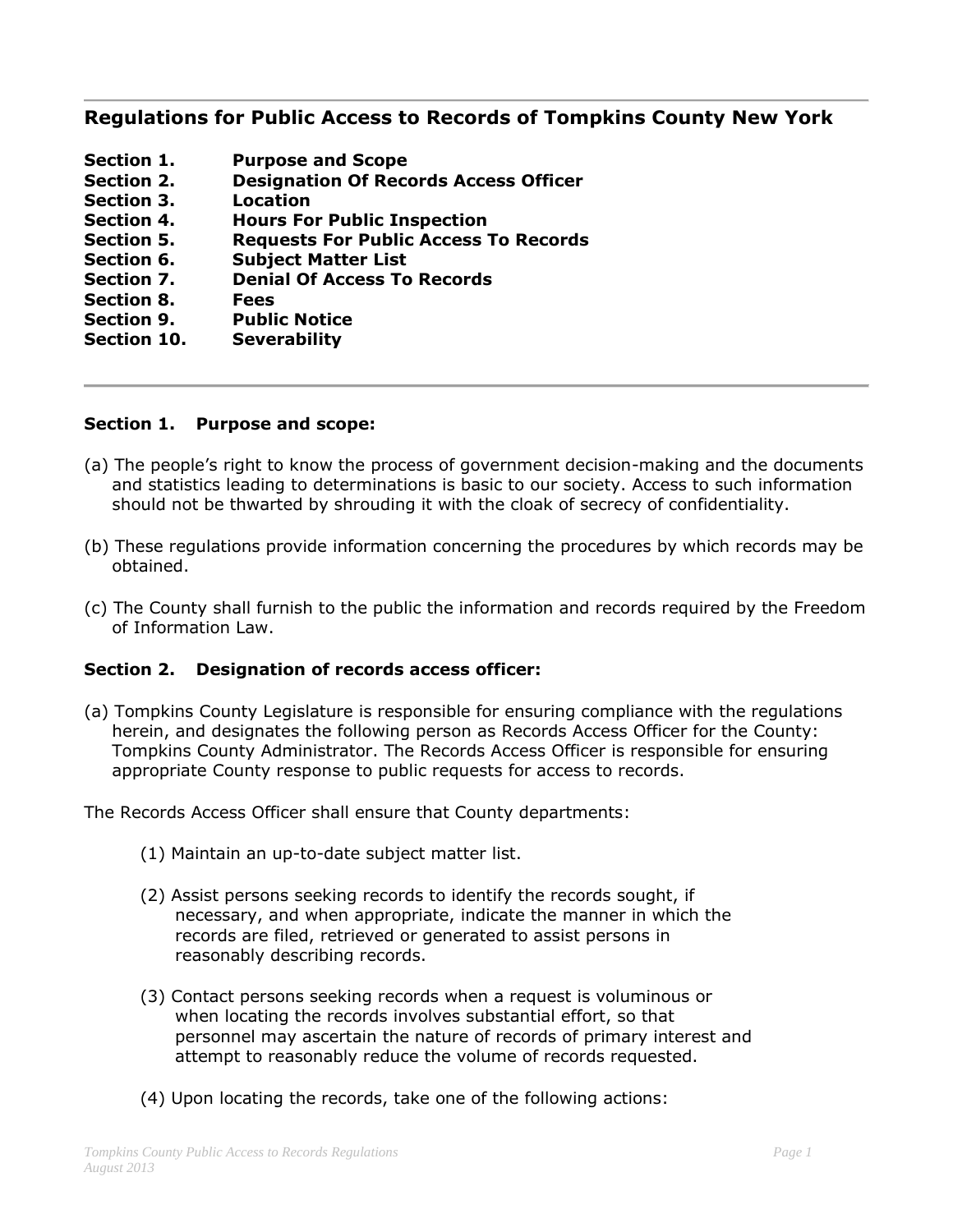## Regulations for Public Access to Records of Tompkins County New York

**Section 1.** **Purpose and Scope**
**Section 2.** **Designation Of Records Access Officer**
**Section 3.** **Location**
**Section 4.** **Hours For Public Inspection**
**Section 5.** **Requests For Public Access To Records**
**Section 6.** **Subject Matter List**
**Section 7.** **Denial Of Access To Records**
**Section 8.** **Fees**
**Section 9.** **Public Notice**
**Section 10.** **Severability**

---

### Section 1. Purpose and scope:

(a) The people's right to know the process of government decision-making and the documents and statistics leading to determinations is basic to our society. Access to such information should not be thwarted by shrouding it with the cloak of secrecy of confidentiality.

(b) These regulations provide information concerning the procedures by which records may be obtained.

(c) The County shall furnish to the public the information and records required by the Freedom of Information Law.

### Section 2. Designation of records access officer:

(a) Tompkins County Legislature is responsible for ensuring compliance with the regulations herein, and designates the following person as Records Access Officer for the County: Tompkins County Administrator. The Records Access Officer is responsible for ensuring appropriate County response to public requests for access to records.

The Records Access Officer shall ensure that County departments:

(1) Maintain an up-to-date subject matter list.

(2) Assist persons seeking records to identify the records sought, if necessary, and when appropriate, indicate the manner in which the records are filed, retrieved or generated to assist persons in reasonably describing records.

(3) Contact persons seeking records when a request is voluminous or when locating the records involves substantial effort, so that personnel may ascertain the nature of records of primary interest and attempt to reasonably reduce the volume of records requested.

(4) Upon locating the records, take one of the following actions: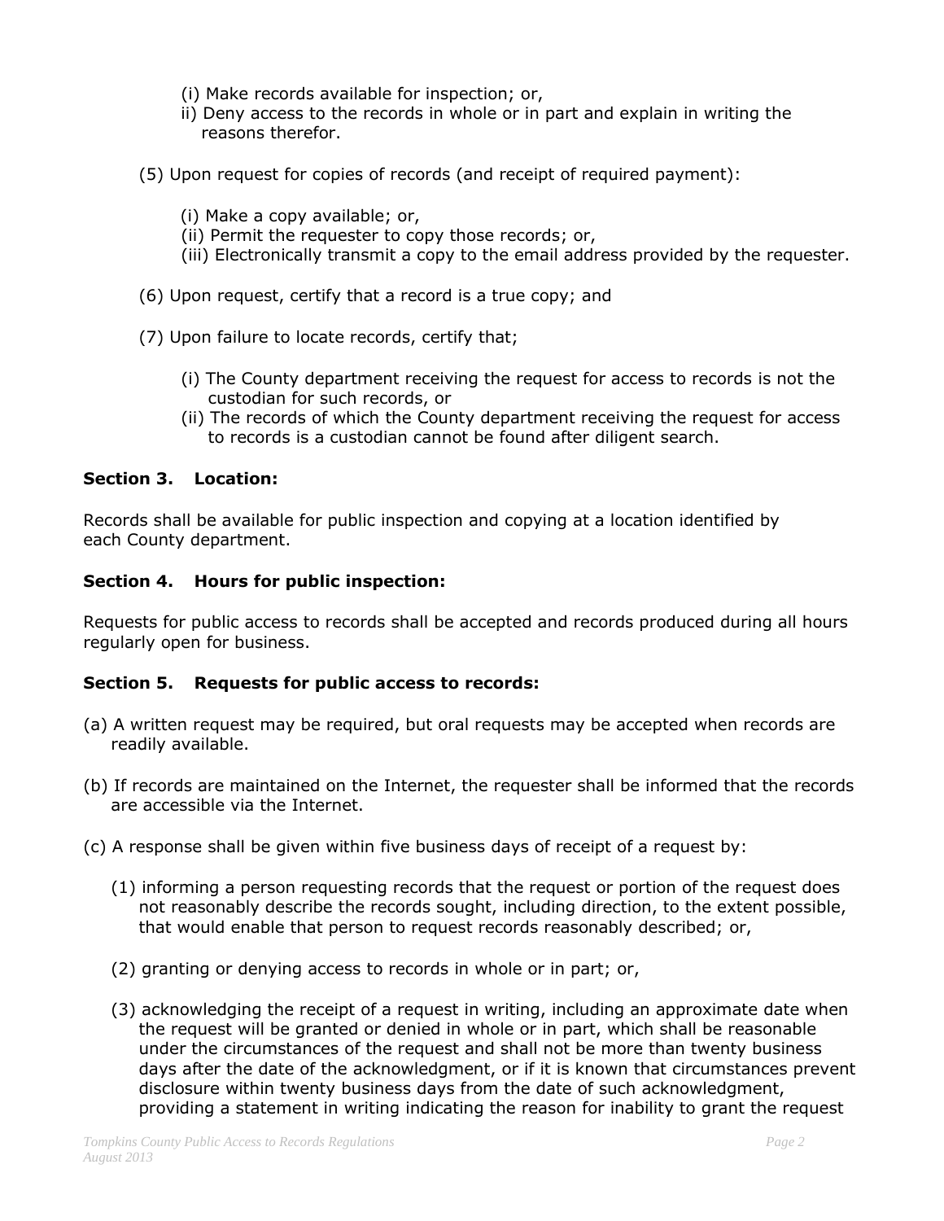(i) Make records available for inspection; or,
ii) Deny access to the records in whole or in part and explain in writing the reasons therefor.

(5) Upon request for copies of records (and receipt of required payment):

(i) Make a copy available; or,
(ii) Permit the requester to copy those records; or,
(iii) Electronically transmit a copy to the email address provided by the requester.

(6) Upon request, certify that a record is a true copy; and

(7) Upon failure to locate records, certify that;

(i) The County department receiving the request for access to records is not the custodian for such records, or
(ii) The records of which the County department receiving the request for access to records is a custodian cannot be found after diligent search.

**Section 3. Location:**

Records shall be available for public inspection and copying at a location identified by each County department.

**Section 4. Hours for public inspection:**

Requests for public access to records shall be accepted and records produced during all hours regularly open for business.

**Section 5. Requests for public access to records:**

(a) A written request may be required, but oral requests may be accepted when records are readily available.

(b) If records are maintained on the Internet, the requester shall be informed that the records are accessible via the Internet.

(c) A response shall be given within five business days of receipt of a request by:

(1) informing a person requesting records that the request or portion of the request does not reasonably describe the records sought, including direction, to the extent possible, that would enable that person to request records reasonably described; or,

(2) granting or denying access to records in whole or in part; or,

(3) acknowledging the receipt of a request in writing, including an approximate date when the request will be granted or denied in whole or in part, which shall be reasonable under the circumstances of the request and shall not be more than twenty business days after the date of the acknowledgment, or if it is known that circumstances prevent disclosure within twenty business days from the date of such acknowledgment, providing a statement in writing indicating the reason for inability to grant the request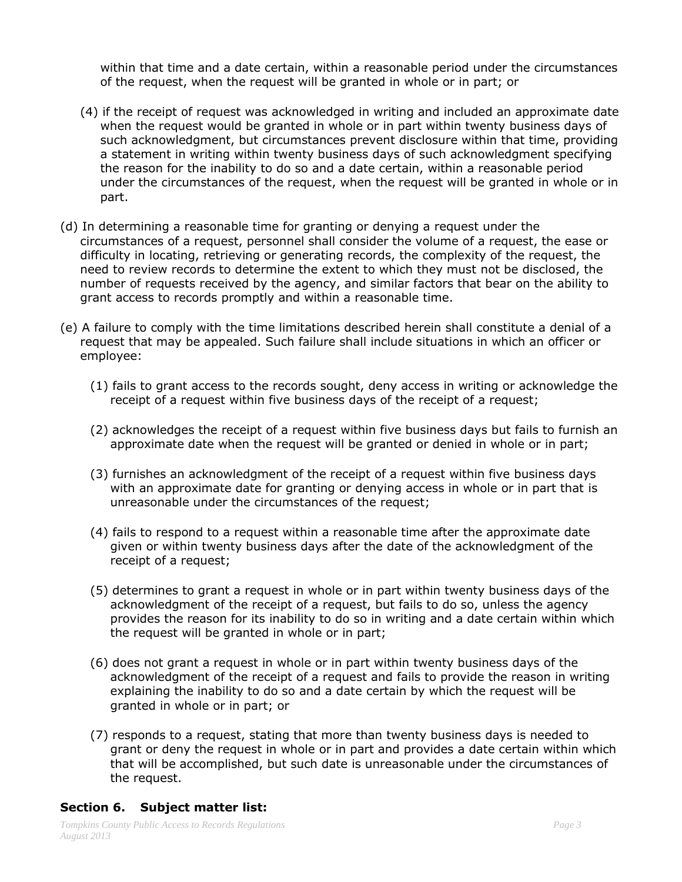within that time and a date certain, within a reasonable period under the circumstances of the request, when the request will be granted in whole or in part; or

(4) if the receipt of request was acknowledged in writing and included an approximate date when the request would be granted in whole or in part within twenty business days of such acknowledgment, but circumstances prevent disclosure within that time, providing a statement in writing within twenty business days of such acknowledgment specifying the reason for the inability to do so and a date certain, within a reasonable period under the circumstances of the request, when the request will be granted in whole or in part.

(d) In determining a reasonable time for granting or denying a request under the circumstances of a request, personnel shall consider the volume of a request, the ease or difficulty in locating, retrieving or generating records, the complexity of the request, the need to review records to determine the extent to which they must not be disclosed, the number of requests received by the agency, and similar factors that bear on the ability to grant access to records promptly and within a reasonable time.

(e) A failure to comply with the time limitations described herein shall constitute a denial of a request that may be appealed. Such failure shall include situations in which an officer or employee:

(1) fails to grant access to the records sought, deny access in writing or acknowledge the receipt of a request within five business days of the receipt of a request;

(2) acknowledges the receipt of a request within five business days but fails to furnish an approximate date when the request will be granted or denied in whole or in part;

(3) furnishes an acknowledgment of the receipt of a request within five business days with an approximate date for granting or denying access in whole or in part that is unreasonable under the circumstances of the request;

(4) fails to respond to a request within a reasonable time after the approximate date given or within twenty business days after the date of the acknowledgment of the receipt of a request;

(5) determines to grant a request in whole or in part within twenty business days of the acknowledgment of the receipt of a request, but fails to do so, unless the agency provides the reason for its inability to do so in writing and a date certain within which the request will be granted in whole or in part;

(6) does not grant a request in whole or in part within twenty business days of the acknowledgment of the receipt of a request and fails to provide the reason in writing explaining the inability to do so and a date certain by which the request will be granted in whole or in part; or

(7) responds to a request, stating that more than twenty business days is needed to grant or deny the request in whole or in part and provides a date certain within which that will be accomplished, but such date is unreasonable under the circumstances of the request.

## Section 6. Subject matter list: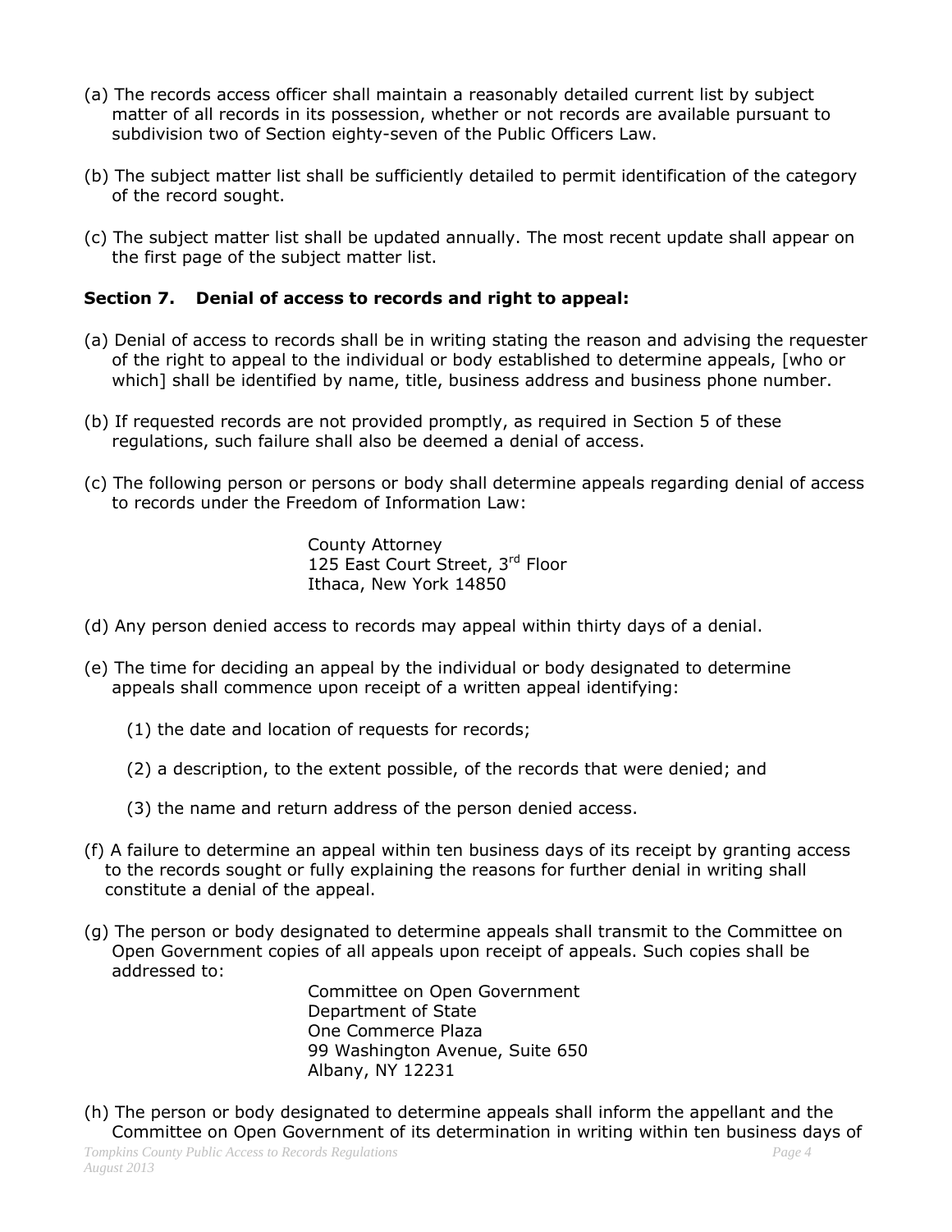(a) The records access officer shall maintain a reasonably detailed current list by subject matter of all records in its possession, whether or not records are available pursuant to subdivision two of Section eighty-seven of the Public Officers Law.

(b) The subject matter list shall be sufficiently detailed to permit identification of the category of the record sought.

(c) The subject matter list shall be updated annually. The most recent update shall appear on the first page of the subject matter list.

### Section 7. Denial of access to records and right to appeal:

(a) Denial of access to records shall be in writing stating the reason and advising the requester of the right to appeal to the individual or body established to determine appeals, [who or which] shall be identified by name, title, business address and business phone number.

(b) If requested records are not provided promptly, as required in Section 5 of these regulations, such failure shall also be deemed a denial of access.

(c) The following person or persons or body shall determine appeals regarding denial of access to records under the Freedom of Information Law:

> County Attorney
> 125 East Court Street, 3rd Floor
> Ithaca, New York 14850

(d) Any person denied access to records may appeal within thirty days of a denial.

(e) The time for deciding an appeal by the individual or body designated to determine appeals shall commence upon receipt of a written appeal identifying:

(1) the date and location of requests for records;

(2) a description, to the extent possible, of the records that were denied; and

(3) the name and return address of the person denied access.

(f) A failure to determine an appeal within ten business days of its receipt by granting access to the records sought or fully explaining the reasons for further denial in writing shall constitute a denial of the appeal.

(g) The person or body designated to determine appeals shall transmit to the Committee on Open Government copies of all appeals upon receipt of appeals. Such copies shall be addressed to:

> Committee on Open Government
> Department of State
> One Commerce Plaza
> 99 Washington Avenue, Suite 650
> Albany, NY 12231

(h) The person or body designated to determine appeals shall inform the appellant and the Committee on Open Government of its determination in writing within ten business days of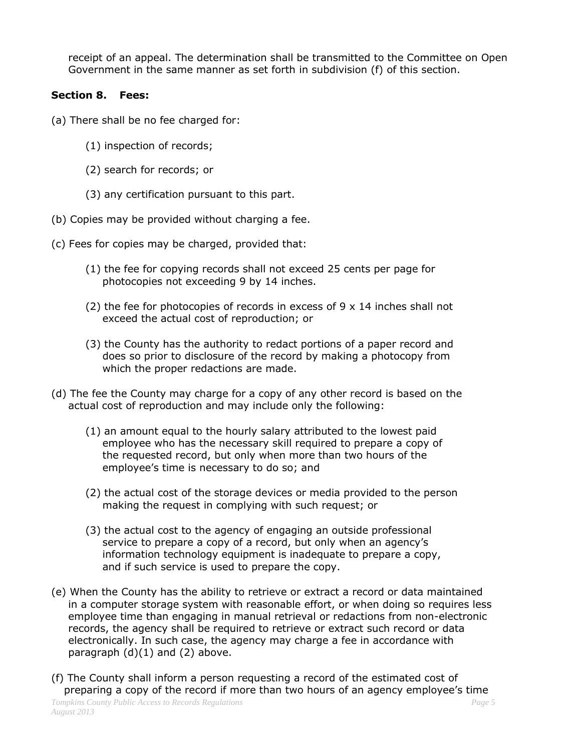receipt of an appeal. The determination shall be transmitted to the Committee on Open Government in the same manner as set forth in subdivision (f) of this section.

**Section 8. Fees:**

(a) There shall be no fee charged for:

(1) inspection of records;

(2) search for records; or

(3) any certification pursuant to this part.

(b) Copies may be provided without charging a fee.

(c) Fees for copies may be charged, provided that:

(1) the fee for copying records shall not exceed 25 cents per page for photocopies not exceeding 9 by 14 inches.

(2) the fee for photocopies of records in excess of 9 x 14 inches shall not exceed the actual cost of reproduction; or

(3) the County has the authority to redact portions of a paper record and does so prior to disclosure of the record by making a photocopy from which the proper redactions are made.

(d) The fee the County may charge for a copy of any other record is based on the actual cost of reproduction and may include only the following:

(1) an amount equal to the hourly salary attributed to the lowest paid employee who has the necessary skill required to prepare a copy of the requested record, but only when more than two hours of the employee's time is necessary to do so; and

(2) the actual cost of the storage devices or media provided to the person making the request in complying with such request; or

(3) the actual cost to the agency of engaging an outside professional service to prepare a copy of a record, but only when an agency's information technology equipment is inadequate to prepare a copy, and if such service is used to prepare the copy.

(e) When the County has the ability to retrieve or extract a record or data maintained in a computer storage system with reasonable effort, or when doing so requires less employee time than engaging in manual retrieval or redactions from non-electronic records, the agency shall be required to retrieve or extract such record or data electronically. In such case, the agency may charge a fee in accordance with paragraph (d)(1) and (2) above.

(f) The County shall inform a person requesting a record of the estimated cost of preparing a copy of the record if more than two hours of an agency employee's time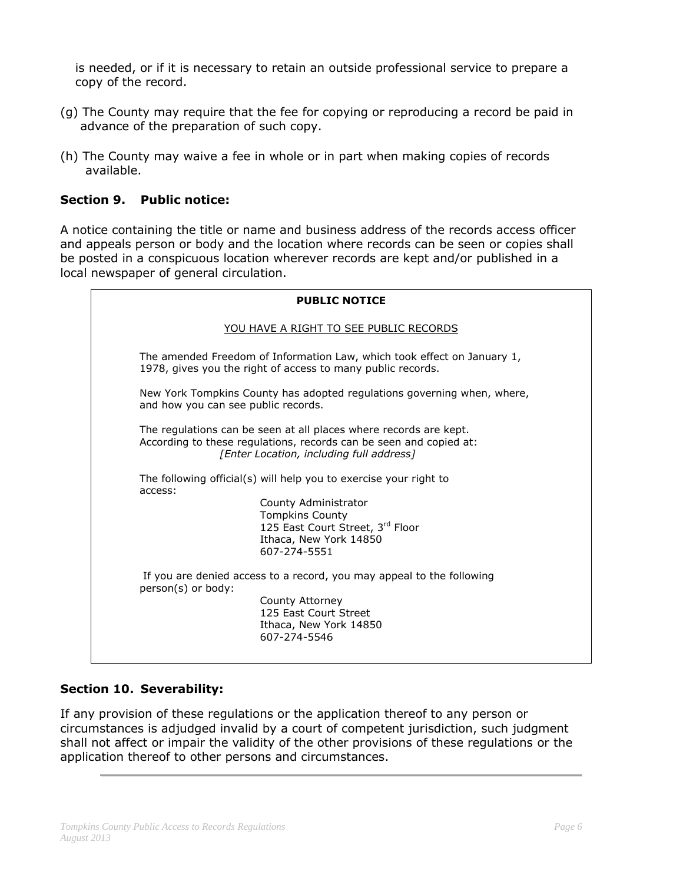is needed, or if it is necessary to retain an outside professional service to prepare a copy of the record.

(g) The County may require that the fee for copying or reproducing a record be paid in advance of the preparation of such copy.

(h) The County may waive a fee in whole or in part when making copies of records available.

**Section 9. Public notice:**

A notice containing the title or name and business address of the records access officer and appeals person or body and the location where records can be seen or copies shall be posted in a conspicuous location wherever records are kept and/or published in a local newspaper of general circulation.

**PUBLIC NOTICE**

YOU HAVE A RIGHT TO SEE PUBLIC RECORDS

The amended Freedom of Information Law, which took effect on January 1, 1978, gives you the right of access to many public records.

New York Tompkins County has adopted regulations governing when, where, and how you can see public records.

The regulations can be seen at all places where records are kept. According to these regulations, records can be seen and copied at:
*[Enter Location, including full address]*

The following official(s) will help you to exercise your right to access:

County Administrator
Tompkins County
125 East Court Street, 3rd Floor
Ithaca, New York 14850
607-274-5551

If you are denied access to a record, you may appeal to the following person(s) or body:

County Attorney
125 East Court Street
Ithaca, New York 14850
607-274-5546

**Section 10. Severability:**

If any provision of these regulations or the application thereof to any person or circumstances is adjudged invalid by a court of competent jurisdiction, such judgment shall not affect or impair the validity of the other provisions of these regulations or the application thereof to other persons and circumstances.